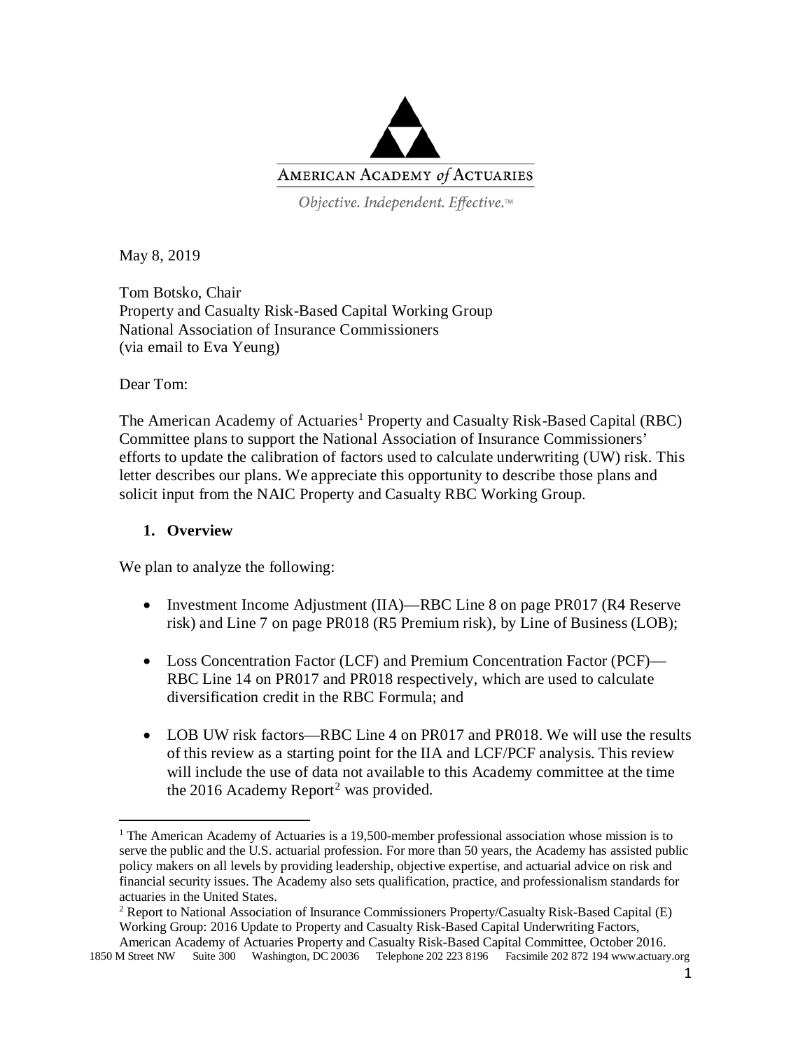AMERICAN ACADEMY *of* ACTUARIES

*Objective. Independent. Effective.™*

May 8, 2019

Tom Botsko, Chair
Property and Casualty Risk-Based Capital Working Group
National Association of Insurance Commissioners
(via email to Eva Yeung)

Dear Tom:

The American Academy of Actuaries[1] Property and Casualty Risk-Based Capital (RBC) Committee plans to support the National Association of Insurance Commissioners' efforts to update the calibration of factors used to calculate underwriting (UW) risk. This letter describes our plans. We appreciate this opportunity to describe those plans and solicit input from the NAIC Property and Casualty RBC Working Group.

1. **Overview**

We plan to analyze the following:

- Investment Income Adjustment (IIA)—RBC Line 8 on page PR017 (R4 Reserve risk) and Line 7 on page PR018 (R5 Premium risk), by Line of Business (LOB);
- Loss Concentration Factor (LCF) and Premium Concentration Factor (PCF)—RBC Line 14 on PR017 and PR018 respectively, which are used to calculate diversification credit in the RBC Formula; and
- LOB UW risk factors—RBC Line 4 on PR017 and PR018. We will use the results of this review as a starting point for the IIA and LCF/PCF analysis. This review will include the use of data not available to this Academy committee at the time the 2016 Academy Report[2] was provided.

[1] The American Academy of Actuaries is a 19,500-member professional association whose mission is to serve the public and the U.S. actuarial profession. For more than 50 years, the Academy has assisted public policy makers on all levels by providing leadership, objective expertise, and actuarial advice on risk and financial security issues. The Academy also sets qualification, practice, and professionalism standards for actuaries in the United States.

[2] Report to National Association of Insurance Commissioners Property/Casualty Risk-Based Capital (E) Working Group: 2016 Update to Property and Casualty Risk-Based Capital Underwriting Factors, American Academy of Actuaries Property and Casualty Risk-Based Capital Committee, October 2016.

1850 M Street NW Suite 300 Washington, DC 20036 Telephone 202 223 8196 Facsimile 202 872 194 www.actuary.org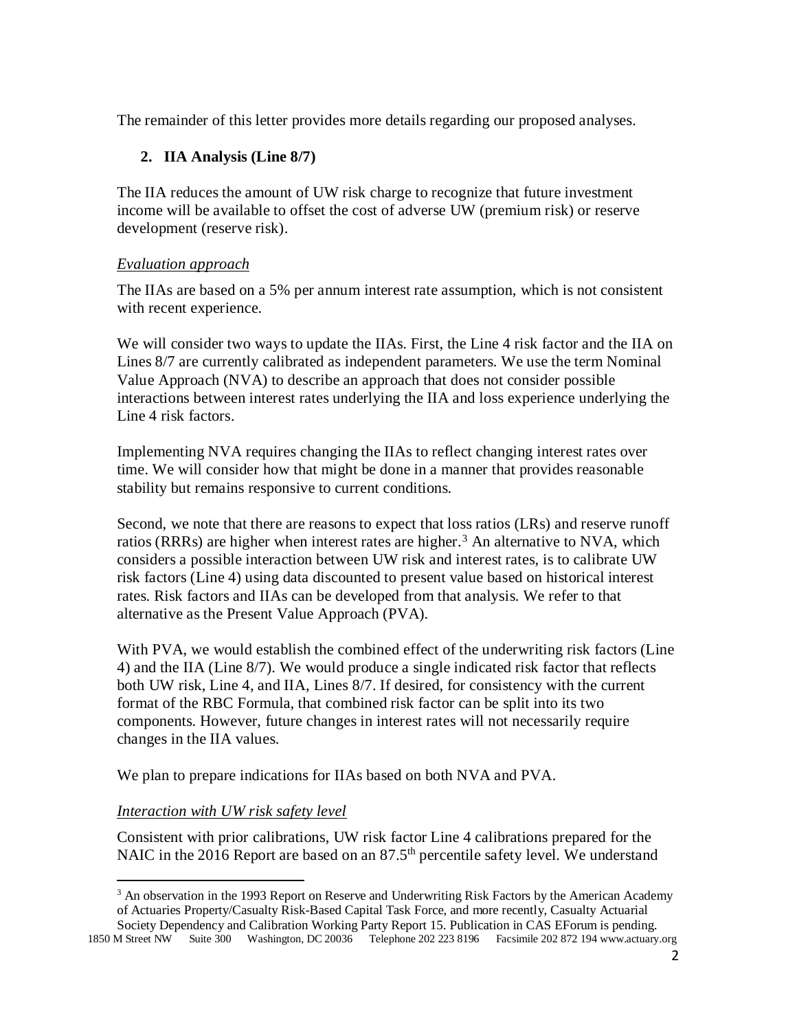The remainder of this letter provides more details regarding our proposed analyses.

## 2. IIA Analysis (Line 8/7)

The IIA reduces the amount of UW risk charge to recognize that future investment income will be available to offset the cost of adverse UW (premium risk) or reserve development (reserve risk).

*Evaluation approach*

The IIAs are based on a 5% per annum interest rate assumption, which is not consistent with recent experience.

We will consider two ways to update the IIAs. First, the Line 4 risk factor and the IIA on Lines 8/7 are currently calibrated as independent parameters. We use the term Nominal Value Approach (NVA) to describe an approach that does not consider possible interactions between interest rates underlying the IIA and loss experience underlying the Line 4 risk factors.

Implementing NVA requires changing the IIAs to reflect changing interest rates over time. We will consider how that might be done in a manner that provides reasonable stability but remains responsive to current conditions.

Second, we note that there are reasons to expect that loss ratios (LRs) and reserve runoff ratios (RRRs) are higher when interest rates are higher.[3] An alternative to NVA, which considers a possible interaction between UW risk and interest rates, is to calibrate UW risk factors (Line 4) using data discounted to present value based on historical interest rates. Risk factors and IIAs can be developed from that analysis. We refer to that alternative as the Present Value Approach (PVA).

With PVA, we would establish the combined effect of the underwriting risk factors (Line 4) and the IIA (Line 8/7). We would produce a single indicated risk factor that reflects both UW risk, Line 4, and IIA, Lines 8/7. If desired, for consistency with the current format of the RBC Formula, that combined risk factor can be split into its two components. However, future changes in interest rates will not necessarily require changes in the IIA values.

We plan to prepare indications for IIAs based on both NVA and PVA.

*Interaction with UW risk safety level*

Consistent with prior calibrations, UW risk factor Line 4 calibrations prepared for the NAIC in the 2016 Report are based on an 87.5th percentile safety level. We understand

[3] An observation in the 1993 Report on Reserve and Underwriting Risk Factors by the American Academy of Actuaries Property/Casualty Risk-Based Capital Task Force, and more recently, Casualty Actuarial Society Dependency and Calibration Working Party Report 15. Publication in CAS EForum is pending.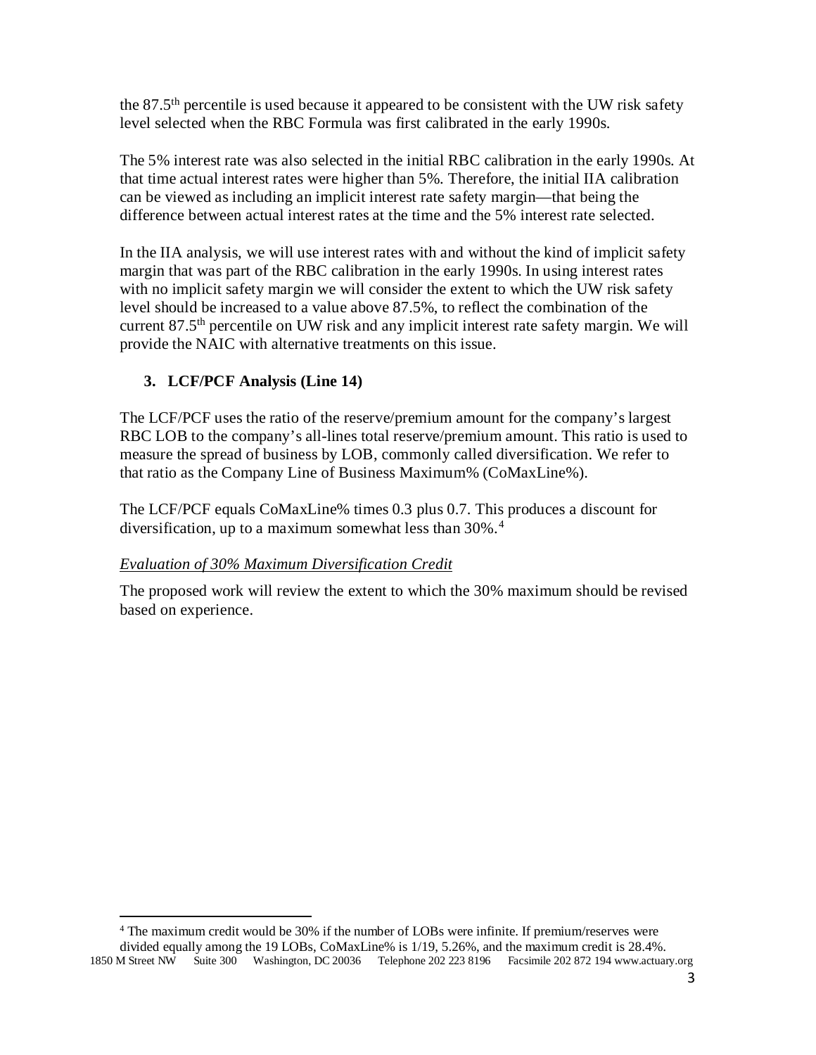the 87.5th percentile is used because it appeared to be consistent with the UW risk safety level selected when the RBC Formula was first calibrated in the early 1990s.

The 5% interest rate was also selected in the initial RBC calibration in the early 1990s. At that time actual interest rates were higher than 5%. Therefore, the initial IIA calibration can be viewed as including an implicit interest rate safety margin—that being the difference between actual interest rates at the time and the 5% interest rate selected.

In the IIA analysis, we will use interest rates with and without the kind of implicit safety margin that was part of the RBC calibration in the early 1990s. In using interest rates with no implicit safety margin we will consider the extent to which the UW risk safety level should be increased to a value above 87.5%, to reflect the combination of the current 87.5th percentile on UW risk and any implicit interest rate safety margin. We will provide the NAIC with alternative treatments on this issue.

### 3. LCF/PCF Analysis (Line 14)

The LCF/PCF uses the ratio of the reserve/premium amount for the company's largest RBC LOB to the company's all-lines total reserve/premium amount. This ratio is used to measure the spread of business by LOB, commonly called diversification. We refer to that ratio as the Company Line of Business Maximum% (CoMaxLine%).

The LCF/PCF equals CoMaxLine% times 0.3 plus 0.7. This produces a discount for diversification, up to a maximum somewhat less than 30%.[4]

*Evaluation of 30% Maximum Diversification Credit*

The proposed work will review the extent to which the 30% maximum should be revised based on experience.

[4] The maximum credit would be 30% if the number of LOBs were infinite. If premium/reserves were divided equally among the 19 LOBs, CoMaxLine% is 1/19, 5.26%, and the maximum credit is 28.4%.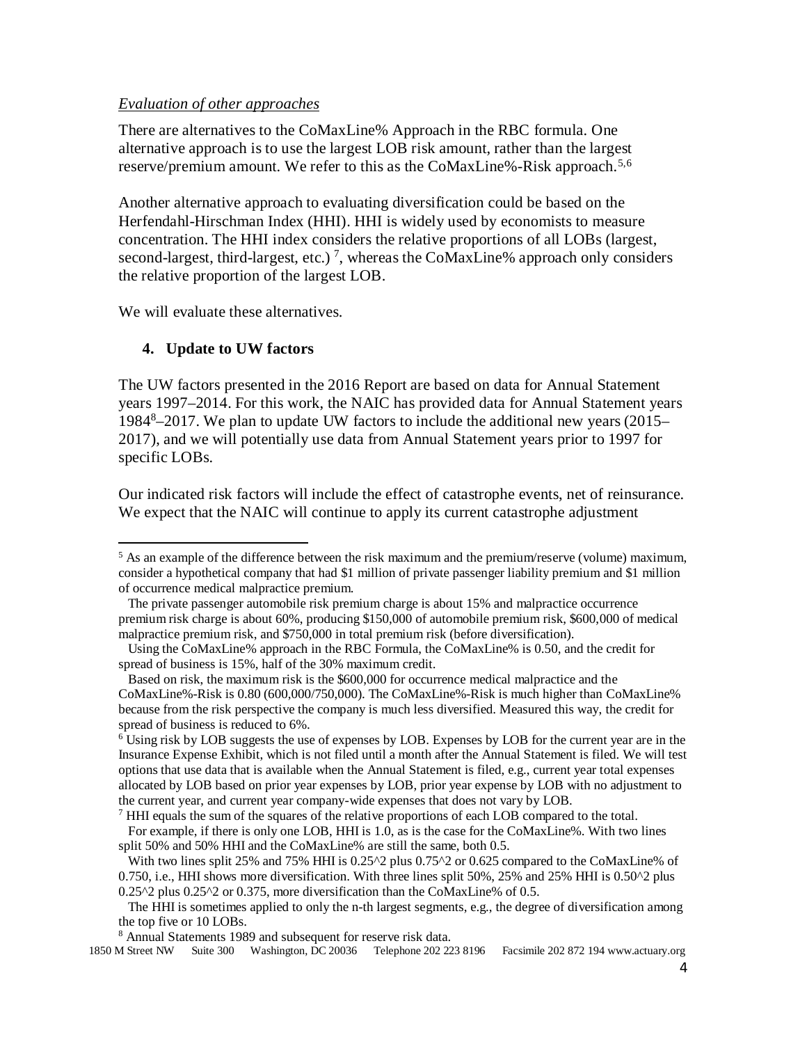*Evaluation of other approaches*

There are alternatives to the CoMaxLine% Approach in the RBC formula. One alternative approach is to use the largest LOB risk amount, rather than the largest reserve/premium amount. We refer to this as the CoMaxLine%-Risk approach.[5,6]

Another alternative approach to evaluating diversification could be based on the Herfendahl-Hirschman Index (HHI). HHI is widely used by economists to measure concentration. The HHI index considers the relative proportions of all LOBs (largest, second-largest, third-largest, etc.) [7], whereas the CoMaxLine% approach only considers the relative proportion of the largest LOB.

We will evaluate these alternatives.

**4. Update to UW factors**

The UW factors presented in the 2016 Report are based on data for Annual Statement years 1997–2014. For this work, the NAIC has provided data for Annual Statement years 1984[8]–2017. We plan to update UW factors to include the additional new years (2015–2017), and we will potentially use data from Annual Statement years prior to 1997 for specific LOBs.

Our indicated risk factors will include the effect of catastrophe events, net of reinsurance. We expect that the NAIC will continue to apply its current catastrophe adjustment

---

[5] As an example of the difference between the risk maximum and the premium/reserve (volume) maximum, consider a hypothetical company that had \$1 million of private passenger liability premium and \$1 million of occurrence medical malpractice premium.

The private passenger automobile risk premium charge is about 15% and malpractice occurrence premium risk charge is about 60%, producing \$150,000 of automobile premium risk, \$600,000 of medical malpractice premium risk, and \$750,000 in total premium risk (before diversification).

Using the CoMaxLine% approach in the RBC Formula, the CoMaxLine% is 0.50, and the credit for spread of business is 15%, half of the 30% maximum credit.

Based on risk, the maximum risk is the \$600,000 for occurrence medical malpractice and the CoMaxLine%-Risk is 0.80 (600,000/750,000). The CoMaxLine%-Risk is much higher than CoMaxLine% because from the risk perspective the company is much less diversified. Measured this way, the credit for spread of business is reduced to 6%.

[6] Using risk by LOB suggests the use of expenses by LOB. Expenses by LOB for the current year are in the Insurance Expense Exhibit, which is not filed until a month after the Annual Statement is filed. We will test options that use data that is available when the Annual Statement is filed, e.g., current year total expenses allocated by LOB based on prior year expenses by LOB, prior year expense by LOB with no adjustment to the current year, and current year company-wide expenses that does not vary by LOB.

[7] HHI equals the sum of the squares of the relative proportions of each LOB compared to the total.

For example, if there is only one LOB, HHI is 1.0, as is the case for the CoMaxLine%. With two lines split 50% and 50% HHI and the CoMaxLine% are still the same, both 0.5.

With two lines split 25% and 75% HHI is $0.25^2$ plus $0.75^2$ or 0.625 compared to the CoMaxLine% of 0.750, i.e., HHI shows more diversification. With three lines split 50%, 25% and 25% HHI is $0.50^2$ plus $0.25^2$ plus $0.25^2$ or 0.375, more diversification than the CoMaxLine% of 0.5.

The HHI is sometimes applied to only the n-th largest segments, e.g., the degree of diversification among the top five or 10 LOBs.

[8] Annual Statements 1989 and subsequent for reserve risk data.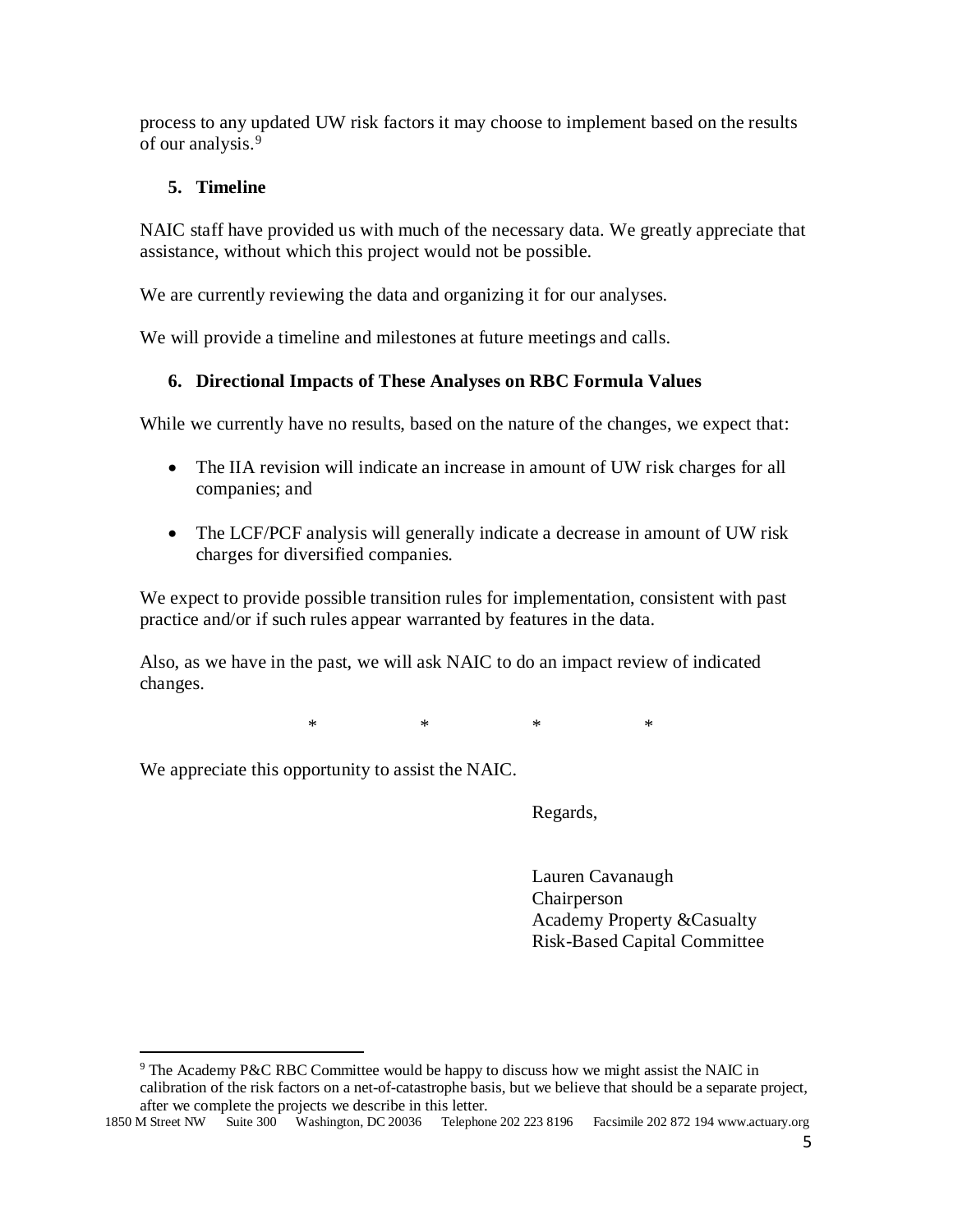process to any updated UW risk factors it may choose to implement based on the results of our analysis.[9]

## 5. Timeline

NAIC staff have provided us with much of the necessary data. We greatly appreciate that assistance, without which this project would not be possible.

We are currently reviewing the data and organizing it for our analyses.

We will provide a timeline and milestones at future meetings and calls.

## 6. Directional Impacts of These Analyses on RBC Formula Values

While we currently have no results, based on the nature of the changes, we expect that:

- The IIA revision will indicate an increase in amount of UW risk charges for all companies; and
- The LCF/PCF analysis will generally indicate a decrease in amount of UW risk charges for diversified companies.

We expect to provide possible transition rules for implementation, consistent with past practice and/or if such rules appear warranted by features in the data.

Also, as we have in the past, we will ask NAIC to do an impact review of indicated changes.

\*     \*     \*     \*

We appreciate this opportunity to assist the NAIC.

Regards,

Lauren Cavanaugh
Chairperson
Academy Property &Casualty
Risk-Based Capital Committee

---

[9] The Academy P&C RBC Committee would be happy to discuss how we might assist the NAIC in calibration of the risk factors on a net-of-catastrophe basis, but we believe that should be a separate project, after we complete the projects we describe in this letter.

1850 M Street NW Suite 300 Washington, DC 20036 Telephone 202 223 8196 Facsimile 202 872 194 www.actuary.org